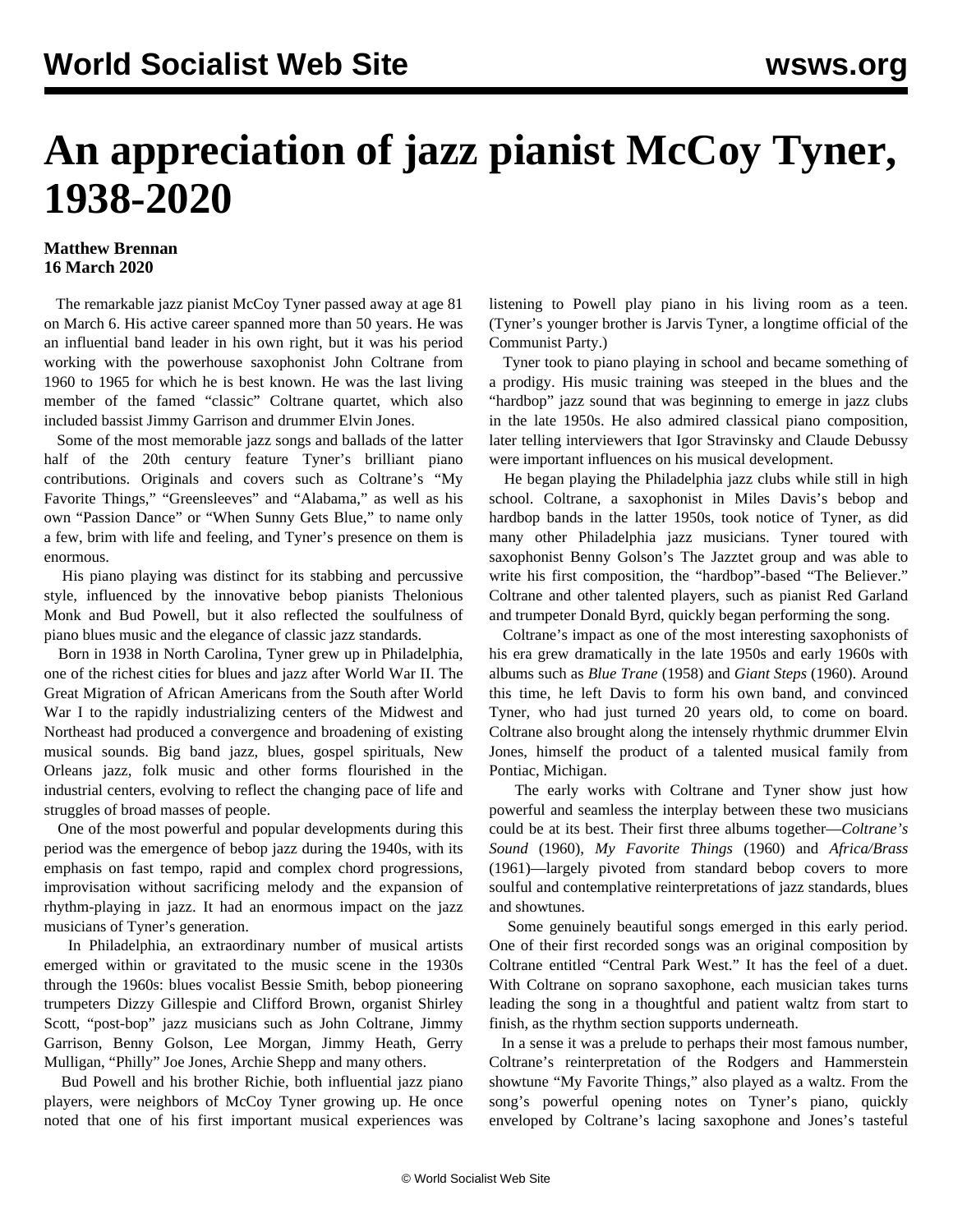# An appreciation of jazz pianist McCoy Tyner, 1938-2020

**Matthew Brennan**
**16 March 2020**

The remarkable jazz pianist McCoy Tyner passed away at age 81 on March 6. His active career spanned more than 50 years. He was an influential band leader in his own right, but it was his period working with the powerhouse saxophonist John Coltrane from 1960 to 1965 for which he is best known. He was the last living member of the famed "classic" Coltrane quartet, which also included bassist Jimmy Garrison and drummer Elvin Jones.

Some of the most memorable jazz songs and ballads of the latter half of the 20th century feature Tyner's brilliant piano contributions. Originals and covers such as Coltrane's "My Favorite Things," "Greensleeves" and "Alabama," as well as his own "Passion Dance" or "When Sunny Gets Blue," to name only a few, brim with life and feeling, and Tyner's presence on them is enormous.

His piano playing was distinct for its stabbing and percussive style, influenced by the innovative bebop pianists Thelonious Monk and Bud Powell, but it also reflected the soulfulness of piano blues music and the elegance of classic jazz standards.

Born in 1938 in North Carolina, Tyner grew up in Philadelphia, one of the richest cities for blues and jazz after World War II. The Great Migration of African Americans from the South after World War I to the rapidly industrializing centers of the Midwest and Northeast had produced a convergence and broadening of existing musical sounds. Big band jazz, blues, gospel spirituals, New Orleans jazz, folk music and other forms flourished in the industrial centers, evolving to reflect the changing pace of life and struggles of broad masses of people.

One of the most powerful and popular developments during this period was the emergence of bebop jazz during the 1940s, with its emphasis on fast tempo, rapid and complex chord progressions, improvisation without sacrificing melody and the expansion of rhythm-playing in jazz. It had an enormous impact on the jazz musicians of Tyner's generation.

In Philadelphia, an extraordinary number of musical artists emerged within or gravitated to the music scene in the 1930s through the 1960s: blues vocalist Bessie Smith, bebop pioneering trumpeters Dizzy Gillespie and Clifford Brown, organist Shirley Scott, "post-bop" jazz musicians such as John Coltrane, Jimmy Garrison, Benny Golson, Lee Morgan, Jimmy Heath, Gerry Mulligan, "Philly" Joe Jones, Archie Shepp and many others.

Bud Powell and his brother Richie, both influential jazz piano players, were neighbors of McCoy Tyner growing up. He once noted that one of his first important musical experiences was listening to Powell play piano in his living room as a teen. (Tyner's younger brother is Jarvis Tyner, a longtime official of the Communist Party.)

Tyner took to piano playing in school and became something of a prodigy. His music training was steeped in the blues and the "hardbop" jazz sound that was beginning to emerge in jazz clubs in the late 1950s. He also admired classical piano composition, later telling interviewers that Igor Stravinsky and Claude Debussy were important influences on his musical development.

He began playing the Philadelphia jazz clubs while still in high school. Coltrane, a saxophonist in Miles Davis's bebop and hardbop bands in the latter 1950s, took notice of Tyner, as did many other Philadelphia jazz musicians. Tyner toured with saxophonist Benny Golson's The Jazztet group and was able to write his first composition, the "hardbop"-based "The Believer." Coltrane and other talented players, such as pianist Red Garland and trumpeter Donald Byrd, quickly began performing the song.

Coltrane's impact as one of the most interesting saxophonists of his era grew dramatically in the late 1950s and early 1960s with albums such as *Blue Trane* (1958) and *Giant Steps* (1960). Around this time, he left Davis to form his own band, and convinced Tyner, who had just turned 20 years old, to come on board. Coltrane also brought along the intensely rhythmic drummer Elvin Jones, himself the product of a talented musical family from Pontiac, Michigan.

The early works with Coltrane and Tyner show just how powerful and seamless the interplay between these two musicians could be at its best. Their first three albums together—*Coltrane's Sound* (1960), *My Favorite Things* (1960) and *Africa/Brass* (1961)—largely pivoted from standard bebop covers to more soulful and contemplative reinterpretations of jazz standards, blues and showtunes.

Some genuinely beautiful songs emerged in this early period. One of their first recorded songs was an original composition by Coltrane entitled "Central Park West." It has the feel of a duet. With Coltrane on soprano saxophone, each musician takes turns leading the song in a thoughtful and patient waltz from start to finish, as the rhythm section supports underneath.

In a sense it was a prelude to perhaps their most famous number, Coltrane's reinterpretation of the Rodgers and Hammerstein showtune "My Favorite Things," also played as a waltz. From the song's powerful opening notes on Tyner's piano, quickly enveloped by Coltrane's lacing saxophone and Jones's tasteful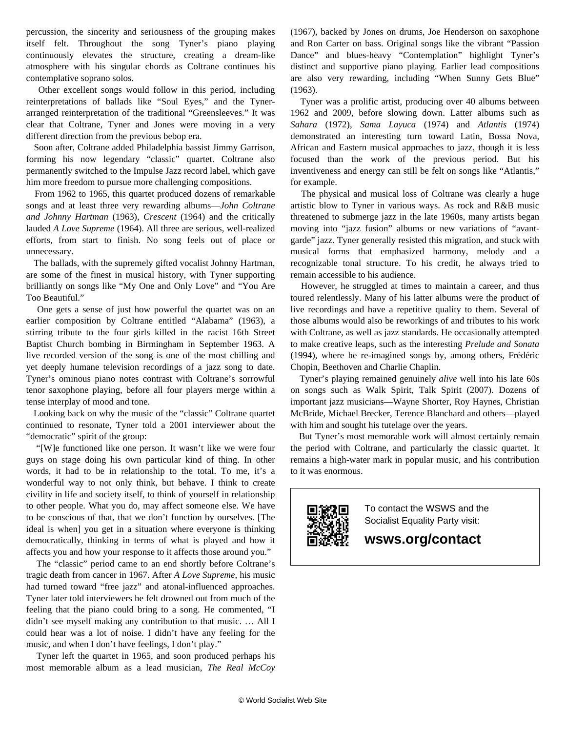percussion, the sincerity and seriousness of the grouping makes itself felt. Throughout the song Tyner's piano playing continuously elevates the structure, creating a dream-like atmosphere with his singular chords as Coltrane continues his contemplative soprano solos.

Other excellent songs would follow in this period, including reinterpretations of ballads like "Soul Eyes," and the Tyner-arranged reinterpretation of the traditional "Greensleeves." It was clear that Coltrane, Tyner and Jones were moving in a very different direction from the previous bebop era.

Soon after, Coltrane added Philadelphia bassist Jimmy Garrison, forming his now legendary "classic" quartet. Coltrane also permanently switched to the Impulse Jazz record label, which gave him more freedom to pursue more challenging compositions.

From 1962 to 1965, this quartet produced dozens of remarkable songs and at least three very rewarding albums—*John Coltrane and Johnny Hartman* (1963), *Crescent* (1964) and the critically lauded *A Love Supreme* (1964). All three are serious, well-realized efforts, from start to finish. No song feels out of place or unnecessary.

The ballads, with the supremely gifted vocalist Johnny Hartman, are some of the finest in musical history, with Tyner supporting brilliantly on songs like "My One and Only Love" and "You Are Too Beautiful."

One gets a sense of just how powerful the quartet was on an earlier composition by Coltrane entitled "Alabama" (1963), a stirring tribute to the four girls killed in the racist 16th Street Baptist Church bombing in Birmingham in September 1963. A live recorded version of the song is one of the most chilling and yet deeply humane television recordings of a jazz song to date. Tyner's ominous piano notes contrast with Coltrane's sorrowful tenor saxophone playing, before all four players merge within a tense interplay of mood and tone.

Looking back on why the music of the "classic" Coltrane quartet continued to resonate, Tyner told a 2001 interviewer about the "democratic" spirit of the group:

"[W]e functioned like one person. It wasn't like we were four guys on stage doing his own particular kind of thing. In other words, it had to be in relationship to the total. To me, it's a wonderful way to not only think, but behave. I think to create civility in life and society itself, to think of yourself in relationship to other people. What you do, may affect someone else. We have to be conscious of that, that we don't function by ourselves. [The ideal is when] you get in a situation where everyone is thinking democratically, thinking in terms of what is played and how it affects you and how your response to it affects those around you."

The "classic" period came to an end shortly before Coltrane's tragic death from cancer in 1967. After *A Love Supreme*, his music had turned toward "free jazz" and atonal-influenced approaches. Tyner later told interviewers he felt drowned out from much of the feeling that the piano could bring to a song. He commented, "I didn't see myself making any contribution to that music. … All I could hear was a lot of noise. I didn't have any feeling for the music, and when I don't have feelings, I don't play."

Tyner left the quartet in 1965, and soon produced perhaps his most memorable album as a lead musician, *The Real McCoy* (1967), backed by Jones on drums, Joe Henderson on saxophone and Ron Carter on bass. Original songs like the vibrant "Passion Dance" and blues-heavy "Contemplation" highlight Tyner's distinct and supportive piano playing. Earlier lead compositions are also very rewarding, including "When Sunny Gets Blue" (1963).

Tyner was a prolific artist, producing over 40 albums between 1962 and 2009, before slowing down. Latter albums such as *Sahara* (1972), *Sama Layuca* (1974) and *Atlantis* (1974) demonstrated an interesting turn toward Latin, Bossa Nova, African and Eastern musical approaches to jazz, though it is less focused than the work of the previous period. But his inventiveness and energy can still be felt on songs like "Atlantis," for example.

The physical and musical loss of Coltrane was clearly a huge artistic blow to Tyner in various ways. As rock and R&B music threatened to submerge jazz in the late 1960s, many artists began moving into "jazz fusion" albums or new variations of "avant-garde" jazz. Tyner generally resisted this migration, and stuck with musical forms that emphasized harmony, melody and a recognizable tonal structure. To his credit, he always tried to remain accessible to his audience.

However, he struggled at times to maintain a career, and thus toured relentlessly. Many of his latter albums were the product of live recordings and have a repetitive quality to them. Several of those albums would also be reworkings of and tributes to his work with Coltrane, as well as jazz standards. He occasionally attempted to make creative leaps, such as the interesting *Prelude and Sonata* (1994), where he re-imagined songs by, among others, Frédéric Chopin, Beethoven and Charlie Chaplin.

Tyner's playing remained genuinely *alive* well into his late 60s on songs such as Walk Spirit, Talk Spirit (2007). Dozens of important jazz musicians—Wayne Shorter, Roy Haynes, Christian McBride, Michael Brecker, Terence Blanchard and others—played with him and sought his tutelage over the years.

But Tyner's most memorable work will almost certainly remain the period with Coltrane, and particularly the classic quartet. It remains a high-water mark in popular music, and his contribution to it was enormous.

To contact the WSWS and the Socialist Equality Party visit:

**wsws.org/contact**